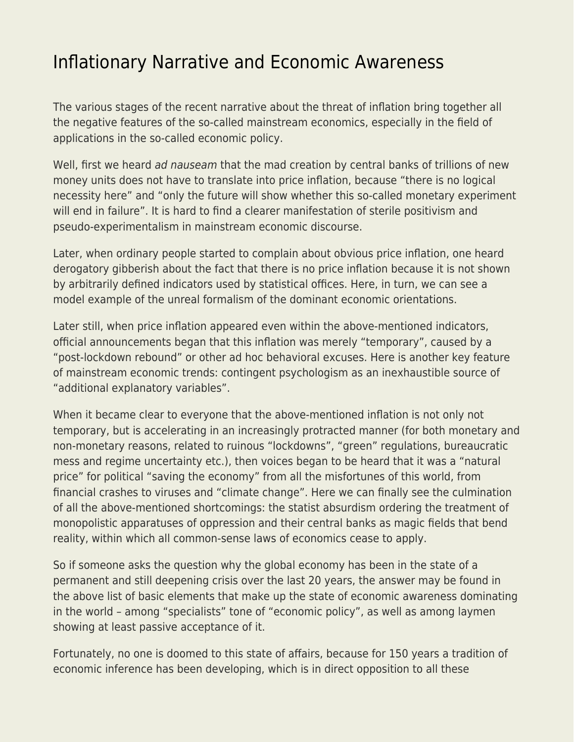# Inflationary Narrative and Economic Awareness

The various stages of the recent narrative about the threat of inflation bring together all the negative features of the so-called mainstream economics, especially in the field of applications in the so-called economic policy.

Well, first we heard *ad nauseam* that the mad creation by central banks of trillions of new money units does not have to translate into price inflation, because "there is no logical necessity here" and "only the future will show whether this so-called monetary experiment will end in failure". It is hard to find a clearer manifestation of sterile positivism and pseudo-experimentalism in mainstream economic discourse.

Later, when ordinary people started to complain about obvious price inflation, one heard derogatory gibberish about the fact that there is no price inflation because it is not shown by arbitrarily defined indicators used by statistical offices. Here, in turn, we can see a model example of the unreal formalism of the dominant economic orientations.

Later still, when price inflation appeared even within the above-mentioned indicators, official announcements began that this inflation was merely "temporary", caused by a "post-lockdown rebound" or other ad hoc behavioral excuses. Here is another key feature of mainstream economic trends: contingent psychologism as an inexhaustible source of "additional explanatory variables".

When it became clear to everyone that the above-mentioned inflation is not only not temporary, but is accelerating in an increasingly protracted manner (for both monetary and non-monetary reasons, related to ruinous "lockdowns", "green" regulations, bureaucratic mess and regime uncertainty etc.), then voices began to be heard that it was a "natural price" for political "saving the economy" from all the misfortunes of this world, from financial crashes to viruses and "climate change". Here we can finally see the culmination of all the above-mentioned shortcomings: the statist absurdism ordering the treatment of monopolistic apparatuses of oppression and their central banks as magic fields that bend reality, within which all common-sense laws of economics cease to apply.

So if someone asks the question why the global economy has been in the state of a permanent and still deepening crisis over the last 20 years, the answer may be found in the above list of basic elements that make up the state of economic awareness dominating in the world – among "specialists" tone of "economic policy", as well as among laymen showing at least passive acceptance of it.

Fortunately, no one is doomed to this state of affairs, because for 150 years a tradition of economic inference has been developing, which is in direct opposition to all these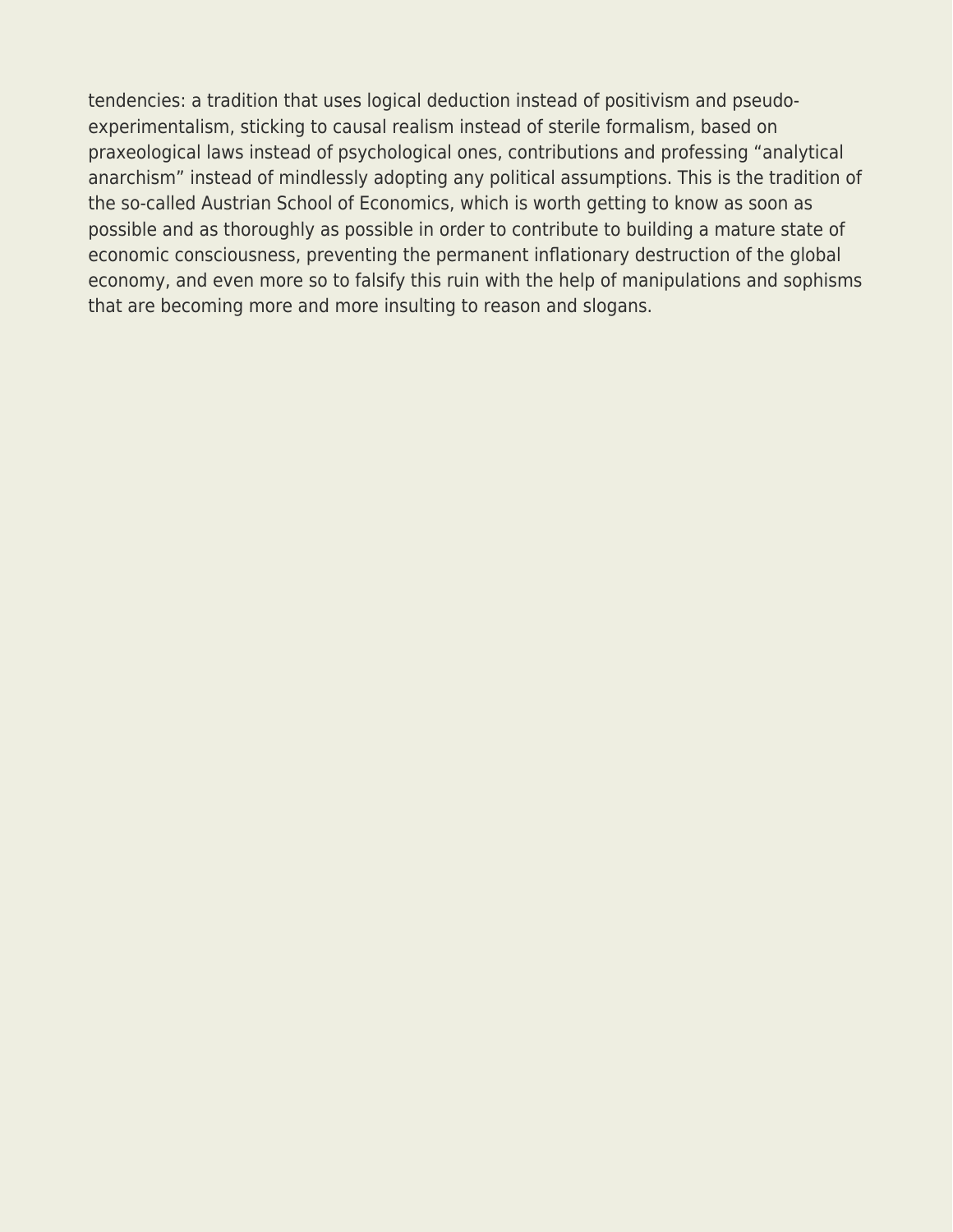tendencies: a tradition that uses logical deduction instead of positivism and pseudo-experimentalism, sticking to causal realism instead of sterile formalism, based on praxeological laws instead of psychological ones, contributions and professing “analytical anarchism” instead of mindlessly adopting any political assumptions. This is the tradition of the so-called Austrian School of Economics, which is worth getting to know as soon as possible and as thoroughly as possible in order to contribute to building a mature state of economic consciousness, preventing the permanent inflationary destruction of the global economy, and even more so to falsify this ruin with the help of manipulations and sophisms that are becoming more and more insulting to reason and slogans.